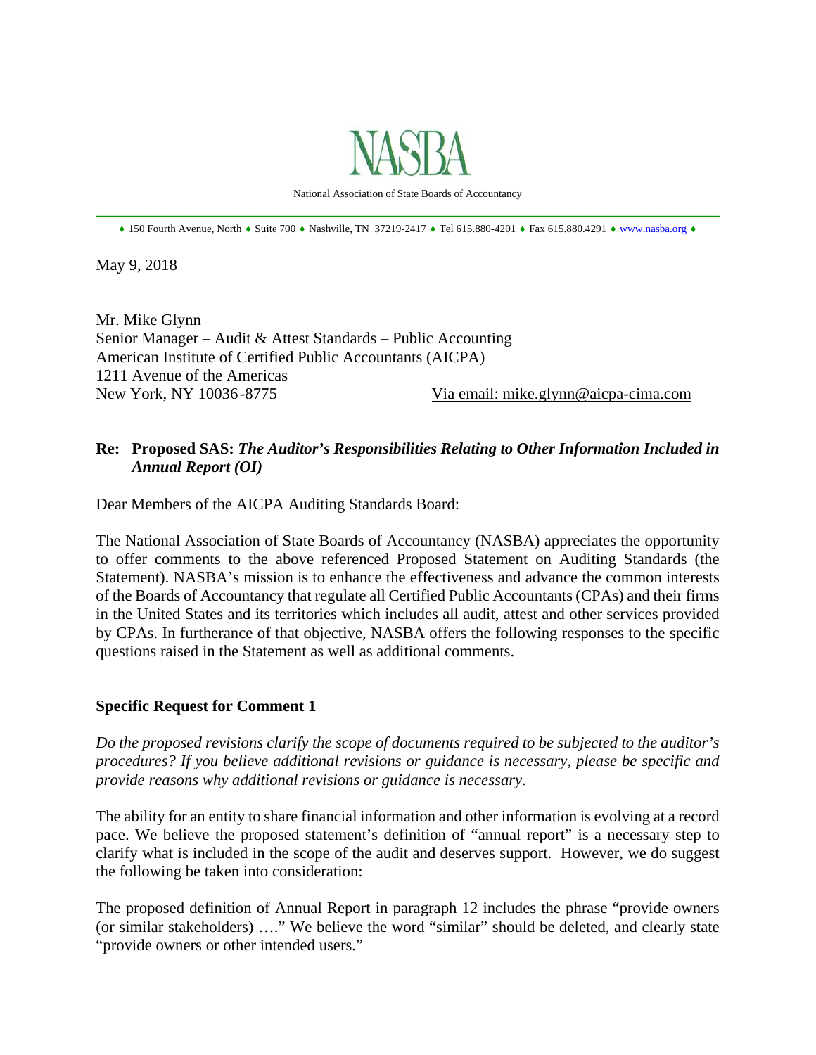# NASBA

National Association of State Boards of Accountancy

♦ 150 Fourth Avenue, North ♦ Suite 700 ♦ Nashville, TN 37219-2417 ♦ Tel 615.880-4201 ♦ Fax 615.880.4291 ♦ www.nasba.org ♦

May 9, 2018

Mr. Mike Glynn
Senior Manager – Audit & Attest Standards – Public Accounting
American Institute of Certified Public Accountants (AICPA)
1211 Avenue of the Americas
New York, NY 10036-8775  Via email: mike.glynn@aicpa-cima.com

**Re: Proposed SAS: *The Auditor's Responsibilities Relating to Other Information Included in Annual Report (OI)***

Dear Members of the AICPA Auditing Standards Board:

The National Association of State Boards of Accountancy (NASBA) appreciates the opportunity to offer comments to the above referenced Proposed Statement on Auditing Standards (the Statement). NASBA's mission is to enhance the effectiveness and advance the common interests of the Boards of Accountancy that regulate all Certified Public Accountants (CPAs) and their firms in the United States and its territories which includes all audit, attest and other services provided by CPAs. In furtherance of that objective, NASBA offers the following responses to the specific questions raised in the Statement as well as additional comments.

**Specific Request for Comment 1**

*Do the proposed revisions clarify the scope of documents required to be subjected to the auditor's procedures? If you believe additional revisions or guidance is necessary, please be specific and provide reasons why additional revisions or guidance is necessary.*

The ability for an entity to share financial information and other information is evolving at a record pace. We believe the proposed statement's definition of "annual report" is a necessary step to clarify what is included in the scope of the audit and deserves support. However, we do suggest the following be taken into consideration:

The proposed definition of Annual Report in paragraph 12 includes the phrase "provide owners (or similar stakeholders) …." We believe the word "similar" should be deleted, and clearly state "provide owners or other intended users."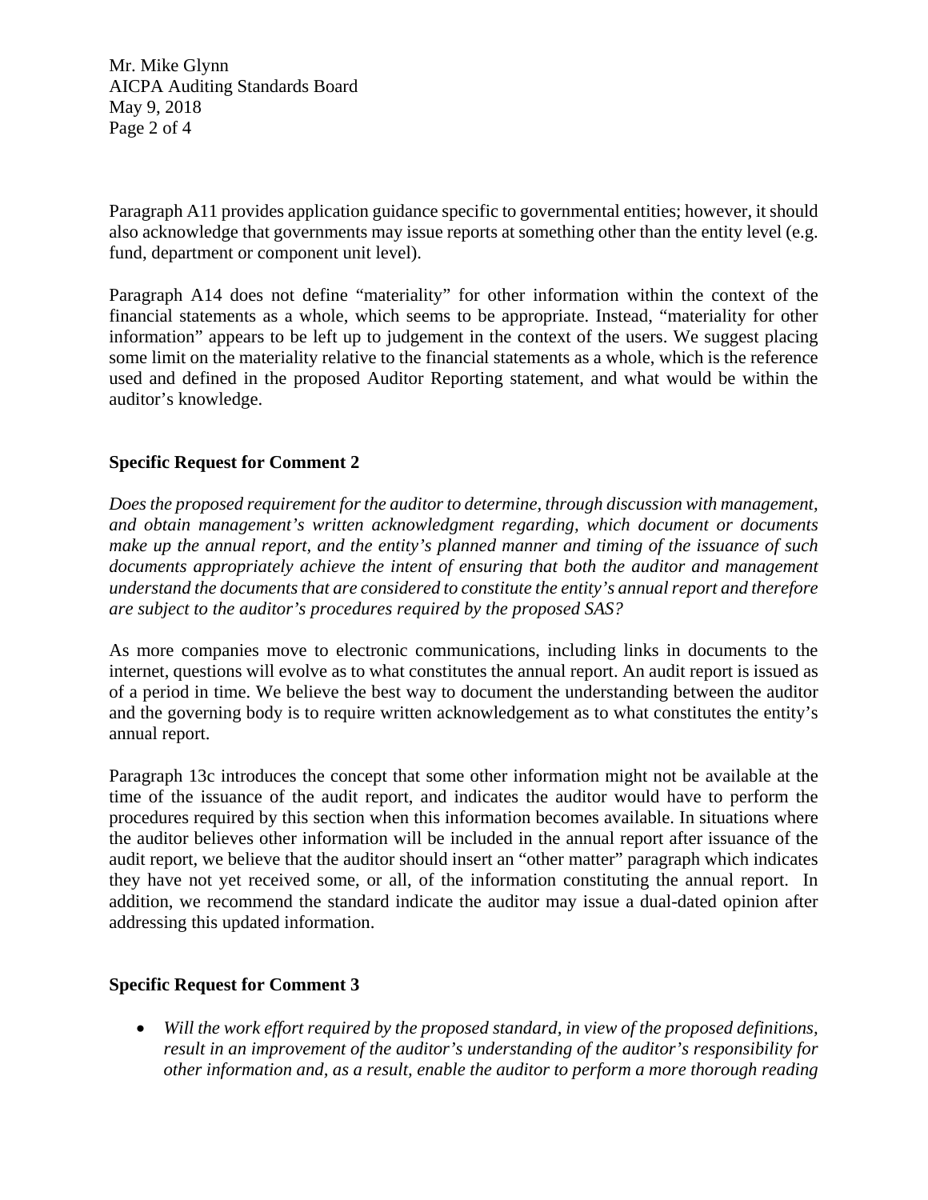Paragraph A11 provides application guidance specific to governmental entities; however, it should also acknowledge that governments may issue reports at something other than the entity level (e.g. fund, department or component unit level).

Paragraph A14 does not define "materiality" for other information within the context of the financial statements as a whole, which seems to be appropriate. Instead, "materiality for other information" appears to be left up to judgement in the context of the users. We suggest placing some limit on the materiality relative to the financial statements as a whole, which is the reference used and defined in the proposed Auditor Reporting statement, and what would be within the auditor's knowledge.

**Specific Request for Comment 2**

*Does the proposed requirement for the auditor to determine, through discussion with management, and obtain management's written acknowledgment regarding, which document or documents make up the annual report, and the entity's planned manner and timing of the issuance of such documents appropriately achieve the intent of ensuring that both the auditor and management understand the documents that are considered to constitute the entity's annual report and therefore are subject to the auditor's procedures required by the proposed SAS?*

As more companies move to electronic communications, including links in documents to the internet, questions will evolve as to what constitutes the annual report. An audit report is issued as of a period in time. We believe the best way to document the understanding between the auditor and the governing body is to require written acknowledgement as to what constitutes the entity's annual report.

Paragraph 13c introduces the concept that some other information might not be available at the time of the issuance of the audit report, and indicates the auditor would have to perform the procedures required by this section when this information becomes available. In situations where the auditor believes other information will be included in the annual report after issuance of the audit report, we believe that the auditor should insert an "other matter" paragraph which indicates they have not yet received some, or all, of the information constituting the annual report. In addition, we recommend the standard indicate the auditor may issue a dual-dated opinion after addressing this updated information.

**Specific Request for Comment 3**

- *Will the work effort required by the proposed standard, in view of the proposed definitions, result in an improvement of the auditor's understanding of the auditor's responsibility for other information and, as a result, enable the auditor to perform a more thorough reading*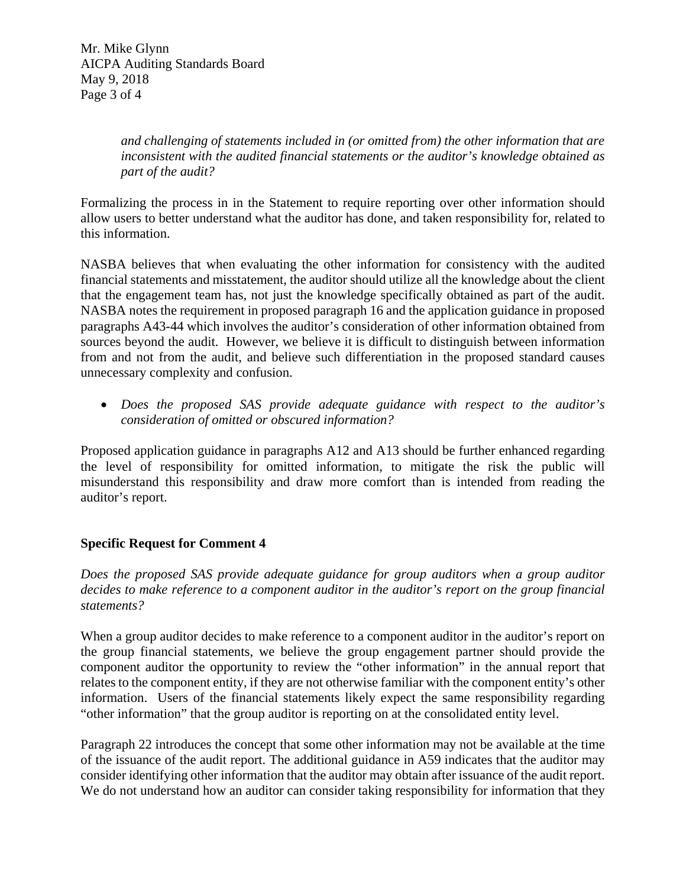*and challenging of statements included in (or omitted from) the other information that are inconsistent with the audited financial statements or the auditor's knowledge obtained as part of the audit?*

Formalizing the process in in the Statement to require reporting over other information should allow users to better understand what the auditor has done, and taken responsibility for, related to this information.

NASBA believes that when evaluating the other information for consistency with the audited financial statements and misstatement, the auditor should utilize all the knowledge about the client that the engagement team has, not just the knowledge specifically obtained as part of the audit. NASBA notes the requirement in proposed paragraph 16 and the application guidance in proposed paragraphs A43-44 which involves the auditor's consideration of other information obtained from sources beyond the audit. However, we believe it is difficult to distinguish between information from and not from the audit, and believe such differentiation in the proposed standard causes unnecessary complexity and confusion.

- *Does the proposed SAS provide adequate guidance with respect to the auditor's consideration of omitted or obscured information?*

Proposed application guidance in paragraphs A12 and A13 should be further enhanced regarding the level of responsibility for omitted information, to mitigate the risk the public will misunderstand this responsibility and draw more comfort than is intended from reading the auditor's report.

**Specific Request for Comment 4**

*Does the proposed SAS provide adequate guidance for group auditors when a group auditor decides to make reference to a component auditor in the auditor's report on the group financial statements?*

When a group auditor decides to make reference to a component auditor in the auditor's report on the group financial statements, we believe the group engagement partner should provide the component auditor the opportunity to review the "other information" in the annual report that relates to the component entity, if they are not otherwise familiar with the component entity's other information. Users of the financial statements likely expect the same responsibility regarding "other information" that the group auditor is reporting on at the consolidated entity level.

Paragraph 22 introduces the concept that some other information may not be available at the time of the issuance of the audit report. The additional guidance in A59 indicates that the auditor may consider identifying other information that the auditor may obtain after issuance of the audit report. We do not understand how an auditor can consider taking responsibility for information that they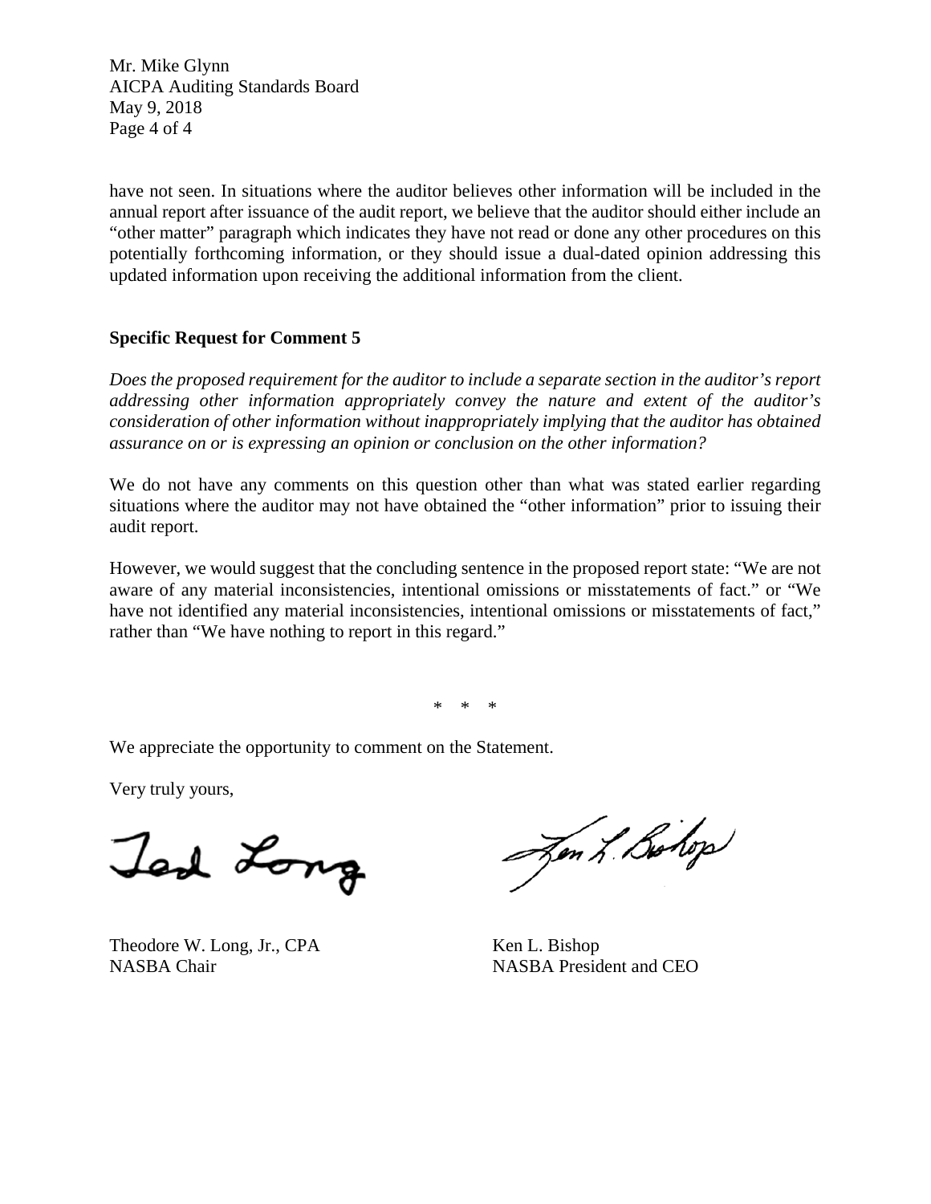have not seen. In situations where the auditor believes other information will be included in the annual report after issuance of the audit report, we believe that the auditor should either include an "other matter" paragraph which indicates they have not read or done any other procedures on this potentially forthcoming information, or they should issue a dual-dated opinion addressing this updated information upon receiving the additional information from the client.

**Specific Request for Comment 5**

*Does the proposed requirement for the auditor to include a separate section in the auditor's report addressing other information appropriately convey the nature and extent of the auditor's consideration of other information without inappropriately implying that the auditor has obtained assurance on or is expressing an opinion or conclusion on the other information?*

We do not have any comments on this question other than what was stated earlier regarding situations where the auditor may not have obtained the "other information" prior to issuing their audit report.

However, we would suggest that the concluding sentence in the proposed report state: "We are not aware of any material inconsistencies, intentional omissions or misstatements of fact." or "We have not identified any material inconsistencies, intentional omissions or misstatements of fact," rather than "We have nothing to report in this regard."

\* \* \*

We appreciate the opportunity to comment on the Statement.

Very truly yours,

Theodore W. Long, Jr., CPA
NASBA Chair

Ken L. Bishop
NASBA President and CEO